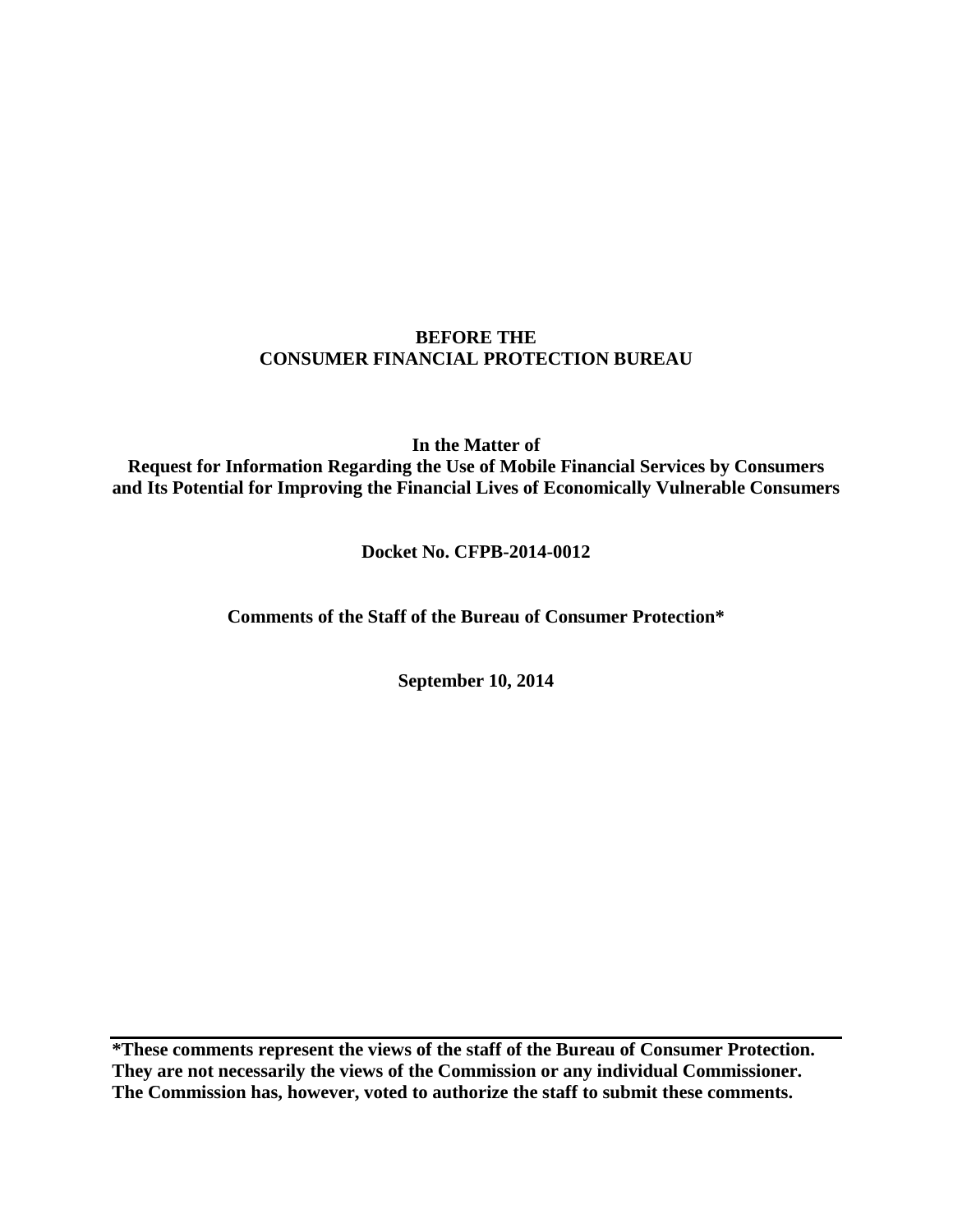**BEFORE THE**
**CONSUMER FINANCIAL PROTECTION BUREAU**

**In the Matter of**
**Request for Information Regarding the Use of Mobile Financial Services by Consumers and Its Potential for Improving the Financial Lives of Economically Vulnerable Consumers**

**Docket No. CFPB-2014-0012**

**Comments of the Staff of the Bureau of Consumer Protection***

**September 10, 2014**

---

***These comments represent the views of the staff of the Bureau of Consumer Protection. They are not necessarily the views of the Commission or any individual Commissioner. The Commission has, however, voted to authorize the staff to submit these comments.**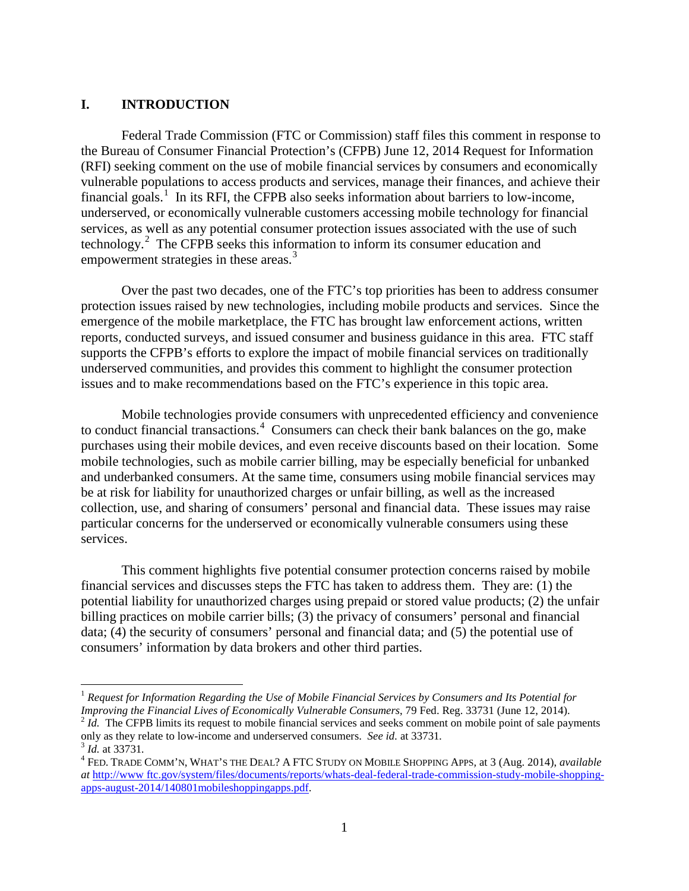## I. INTRODUCTION

Federal Trade Commission (FTC or Commission) staff files this comment in response to the Bureau of Consumer Financial Protection's (CFPB) June 12, 2014 Request for Information (RFI) seeking comment on the use of mobile financial services by consumers and economically vulnerable populations to access products and services, manage their finances, and achieve their financial goals.[1] In its RFI, the CFPB also seeks information about barriers to low-income, underserved, or economically vulnerable customers accessing mobile technology for financial services, as well as any potential consumer protection issues associated with the use of such technology.[2] The CFPB seeks this information to inform its consumer education and empowerment strategies in these areas.[3]

Over the past two decades, one of the FTC's top priorities has been to address consumer protection issues raised by new technologies, including mobile products and services. Since the emergence of the mobile marketplace, the FTC has brought law enforcement actions, written reports, conducted surveys, and issued consumer and business guidance in this area. FTC staff supports the CFPB's efforts to explore the impact of mobile financial services on traditionally underserved communities, and provides this comment to highlight the consumer protection issues and to make recommendations based on the FTC's experience in this topic area.

Mobile technologies provide consumers with unprecedented efficiency and convenience to conduct financial transactions.[4] Consumers can check their bank balances on the go, make purchases using their mobile devices, and even receive discounts based on their location. Some mobile technologies, such as mobile carrier billing, may be especially beneficial for unbanked and underbanked consumers. At the same time, consumers using mobile financial services may be at risk for liability for unauthorized charges or unfair billing, as well as the increased collection, use, and sharing of consumers' personal and financial data. These issues may raise particular concerns for the underserved or economically vulnerable consumers using these services.

This comment highlights five potential consumer protection concerns raised by mobile financial services and discusses steps the FTC has taken to address them. They are: (1) the potential liability for unauthorized charges using prepaid or stored value products; (2) the unfair billing practices on mobile carrier bills; (3) the privacy of consumers' personal and financial data; (4) the security of consumers' personal and financial data; and (5) the potential use of consumers' information by data brokers and other third parties.

---

[1] *Request for Information Regarding the Use of Mobile Financial Services by Consumers and Its Potential for Improving the Financial Lives of Economically Vulnerable Consumers*, 79 Fed. Reg. 33731 (June 12, 2014).

[2] *Id.* The CFPB limits its request to mobile financial services and seeks comment on mobile point of sale payments only as they relate to low-income and underserved consumers. *See id.* at 33731.

[3] *Id.* at 33731.

[4] FED. TRADE COMM'N, WHAT'S THE DEAL? A FTC STUDY ON MOBILE SHOPPING APPS, at 3 (Aug. 2014), *available at* http://www.ftc.gov/system/files/documents/reports/whats-deal-federal-trade-commission-study-mobile-shopping-apps-august-2014/140801mobileshoppingapps.pdf.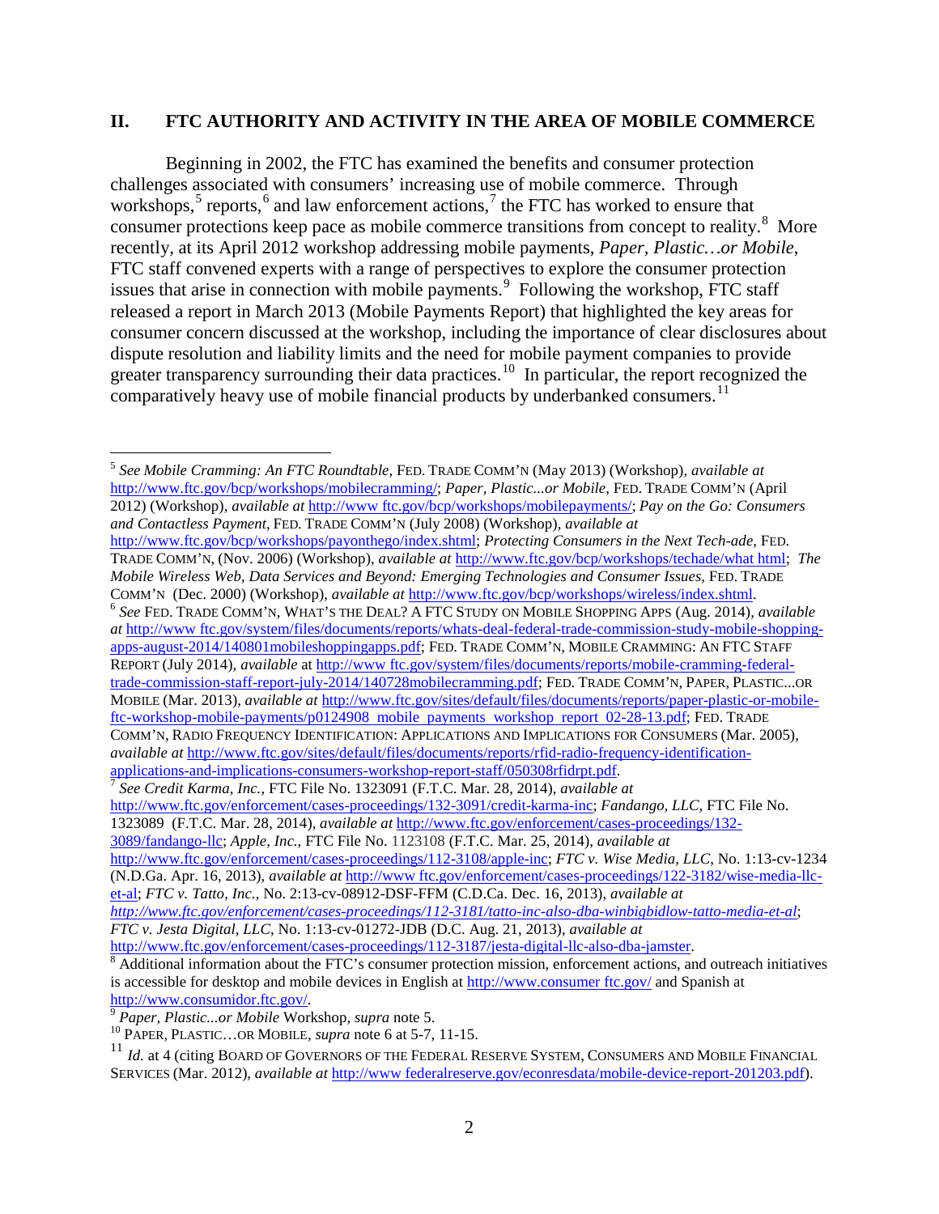## II. FTC AUTHORITY AND ACTIVITY IN THE AREA OF MOBILE COMMERCE

Beginning in 2002, the FTC has examined the benefits and consumer protection challenges associated with consumers' increasing use of mobile commerce. Through workshops,[5] reports,[6] and law enforcement actions,[7] the FTC has worked to ensure that consumer protections keep pace as mobile commerce transitions from concept to reality.[8] More recently, at its April 2012 workshop addressing mobile payments, *Paper, Plastic…or Mobile*, FTC staff convened experts with a range of perspectives to explore the consumer protection issues that arise in connection with mobile payments.[9] Following the workshop, FTC staff released a report in March 2013 (Mobile Payments Report) that highlighted the key areas for consumer concern discussed at the workshop, including the importance of clear disclosures about dispute resolution and liability limits and the need for mobile payment companies to provide greater transparency surrounding their data practices.[10] In particular, the report recognized the comparatively heavy use of mobile financial products by underbanked consumers.[11]

---

[5] *See Mobile Cramming: An FTC Roundtable,* FED. TRADE COMM'N (May 2013) (Workshop), *available at* http://www.ftc.gov/bcp/workshops/mobilecramming/; *Paper, Plastic...or Mobile,* FED. TRADE COMM'N (April 2012) (Workshop), *available at* http://www ftc.gov/bcp/workshops/mobilepayments/; *Pay on the Go: Consumers and Contactless Payment*, FED. TRADE COMM'N (July 2008) (Workshop), *available at* http://www.ftc.gov/bcp/workshops/payonthego/index.shtml; *Protecting Consumers in the Next Tech-ade,* FED. TRADE COMM'N, (Nov. 2006) (Workshop), *available at* http://www.ftc.gov/bcp/workshops/techade/what html; *The Mobile Wireless Web, Data Services and Beyond: Emerging Technologies and Consumer Issues,* FED. TRADE COMM'N (Dec. 2000) (Workshop), *available at* http://www.ftc.gov/bcp/workshops/wireless/index.shtml.

[6] *See* FED. TRADE COMM'N, WHAT'S THE DEAL? A FTC STUDY ON MOBILE SHOPPING APPS (Aug. 2014), *available at* http://www ftc.gov/system/files/documents/reports/whats-deal-federal-trade-commission-study-mobile-shopping-apps-august-2014/140801mobileshoppingapps.pdf; FED. TRADE COMM'N, MOBILE CRAMMING: AN FTC STAFF REPORT (July 2014), *available* at http://www.ftc.gov/system/files/documents/reports/mobile-cramming-federal-trade-commission-staff-report-july-2014/140728mobilecramming.pdf; FED. TRADE COMM'N, PAPER, PLASTIC...OR MOBILE (Mar. 2013), *available at* http://www.ftc.gov/sites/default/files/documents/reports/paper-plastic-or-mobile-ftc-workshop-mobile-payments/p0124908 mobile payments workshop report 02-28-13.pdf; FED. TRADE COMM'N, RADIO FREQUENCY IDENTIFICATION: APPLICATIONS AND IMPLICATIONS FOR CONSUMERS (Mar. 2005), *available at* http://www.ftc.gov/sites/default/files/documents/reports/rfid-radio-frequency-identification-applications-and-implications-consumers-workshop-report-staff/050308rfidrpt.pdf.

[7] *See Credit Karma, Inc.*, FTC File No. 1323091 (F.T.C. Mar. 28, 2014), *available at* http://www.ftc.gov/enforcement/cases-proceedings/132-3091/credit-karma-inc; *Fandango, LLC,* FTC File No. 1323089 (F.T.C. Mar. 28, 2014), *available at* http://www.ftc.gov/enforcement/cases-proceedings/132-3089/fandango-llc; *Apple, Inc.*, FTC File No. 1123108 (F.T.C. Mar. 25, 2014), *available at* http://www.ftc.gov/enforcement/cases-proceedings/112-3108/apple-inc; *FTC v. Wise Media, LLC*, No. 1:13-cv-1234 (N.D.Ga. Apr. 16, 2013), *available at* http://www ftc.gov/enforcement/cases-proceedings/122-3182/wise-media-llc-et-al; *FTC v. Tatto, Inc.*, No. 2:13-cv-08912-DSF-FFM (C.D.Ca. Dec. 16, 2013), *available at* *http://www.ftc.gov/enforcement/cases-proceedings/112-3181/tatto-inc-also-dba-winbigbidlow-tatto-media-et-al*; *FTC v. Jesta Digital, LLC*, No. 1:13-cv-01272-JDB (D.C. Aug. 21, 2013), *available at* http://www.ftc.gov/enforcement/cases-proceedings/112-3187/jesta-digital-llc-also-dba-jamster.

[8] Additional information about the FTC's consumer protection mission, enforcement actions, and outreach initiatives is accessible for desktop and mobile devices in English at http://www.consumer ftc.gov/ and Spanish at http://www.consumidor.ftc.gov/.

[9] *Paper, Plastic...or Mobile* Workshop, *supra* note 5.

[10] PAPER, PLASTIC…OR MOBILE, *supra* note 6 at 5-7, 11-15.

[11] *Id.* at 4 (citing BOARD OF GOVERNORS OF THE FEDERAL RESERVE SYSTEM, CONSUMERS AND MOBILE FINANCIAL SERVICES (Mar. 2012), *available at* http://www federalreserve.gov/econresdata/mobile-device-report-201203.pdf).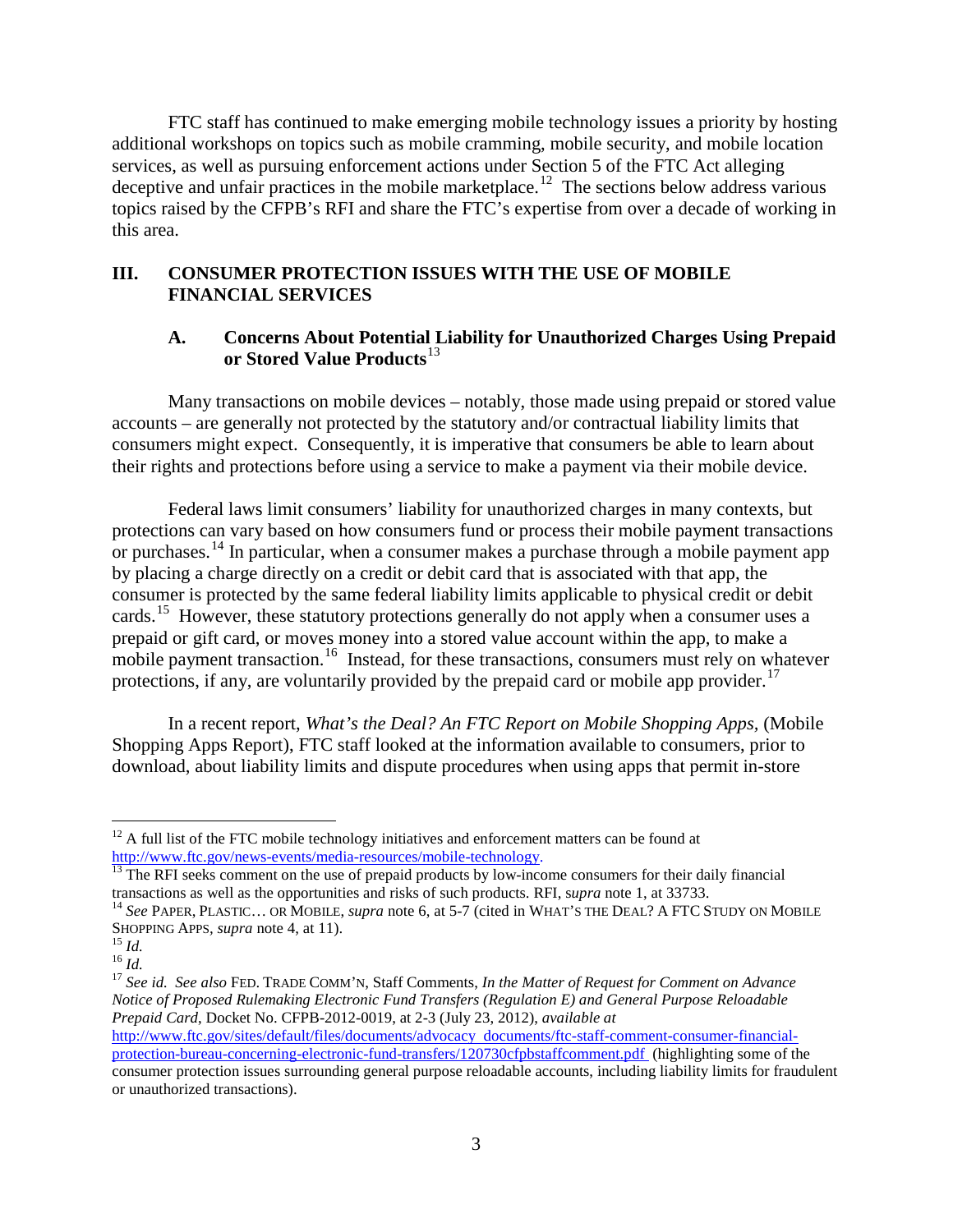FTC staff has continued to make emerging mobile technology issues a priority by hosting additional workshops on topics such as mobile cramming, mobile security, and mobile location services, as well as pursuing enforcement actions under Section 5 of the FTC Act alleging deceptive and unfair practices in the mobile marketplace.[12] The sections below address various topics raised by the CFPB's RFI and share the FTC's expertise from over a decade of working in this area.

## III. CONSUMER PROTECTION ISSUES WITH THE USE OF MOBILE FINANCIAL SERVICES

### A. Concerns About Potential Liability for Unauthorized Charges Using Prepaid or Stored Value Products[13]

Many transactions on mobile devices – notably, those made using prepaid or stored value accounts – are generally not protected by the statutory and/or contractual liability limits that consumers might expect. Consequently, it is imperative that consumers be able to learn about their rights and protections before using a service to make a payment via their mobile device.

Federal laws limit consumers' liability for unauthorized charges in many contexts, but protections can vary based on how consumers fund or process their mobile payment transactions or purchases.[14] In particular, when a consumer makes a purchase through a mobile payment app by placing a charge directly on a credit or debit card that is associated with that app, the consumer is protected by the same federal liability limits applicable to physical credit or debit cards.[15] However, these statutory protections generally do not apply when a consumer uses a prepaid or gift card, or moves money into a stored value account within the app, to make a mobile payment transaction.[16] Instead, for these transactions, consumers must rely on whatever protections, if any, are voluntarily provided by the prepaid card or mobile app provider.[17]

In a recent report, *What's the Deal? An FTC Report on Mobile Shopping Apps*, (Mobile Shopping Apps Report), FTC staff looked at the information available to consumers, prior to download, about liability limits and dispute procedures when using apps that permit in-store

---

[12] A full list of the FTC mobile technology initiatives and enforcement matters can be found at http://www.ftc.gov/news-events/media-resources/mobile-technology.

[13] The RFI seeks comment on the use of prepaid products by low-income consumers for their daily financial transactions as well as the opportunities and risks of such products. RFI, s*upra* note 1, at 33733.

[14] *See* PAPER, PLASTIC… OR MOBILE, *supra* note 6, at 5-7 (cited in WHAT'S THE DEAL? A FTC STUDY ON MOBILE SHOPPING APPS, *supra* note 4, at 11).

[15] *Id.*

[16] *Id.*

[17] *See id. See also* FED. TRADE COMM'N, Staff Comments, *In the Matter of Request for Comment on Advance Notice of Proposed Rulemaking Electronic Fund Transfers (Regulation E) and General Purpose Reloadable Prepaid Card*, Docket No. CFPB-2012-0019, at 2-3 (July 23, 2012), *available at* http://www.ftc.gov/sites/default/files/documents/advocacy_documents/ftc-staff-comment-consumer-financial-protection-bureau-concerning-electronic-fund-transfers/120730cfpbstaffcomment.pdf (highlighting some of the consumer protection issues surrounding general purpose reloadable accounts, including liability limits for fraudulent or unauthorized transactions).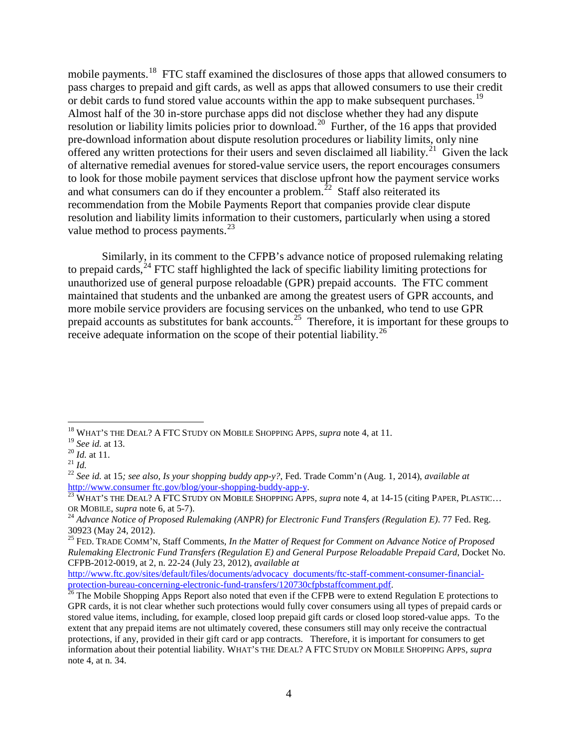mobile payments.[18] FTC staff examined the disclosures of those apps that allowed consumers to pass charges to prepaid and gift cards, as well as apps that allowed consumers to use their credit or debit cards to fund stored value accounts within the app to make subsequent purchases.[19] Almost half of the 30 in-store purchase apps did not disclose whether they had any dispute resolution or liability limits policies prior to download.[20] Further, of the 16 apps that provided pre-download information about dispute resolution procedures or liability limits, only nine offered any written protections for their users and seven disclaimed all liability.[21] Given the lack of alternative remedial avenues for stored-value service users, the report encourages consumers to look for those mobile payment services that disclose upfront how the payment service works and what consumers can do if they encounter a problem.[22] Staff also reiterated its recommendation from the Mobile Payments Report that companies provide clear dispute resolution and liability limits information to their customers, particularly when using a stored value method to process payments.[23]

Similarly, in its comment to the CFPB's advance notice of proposed rulemaking relating to prepaid cards,[24] FTC staff highlighted the lack of specific liability limiting protections for unauthorized use of general purpose reloadable (GPR) prepaid accounts. The FTC comment maintained that students and the unbanked are among the greatest users of GPR accounts, and more mobile service providers are focusing services on the unbanked, who tend to use GPR prepaid accounts as substitutes for bank accounts.[25] Therefore, it is important for these groups to receive adequate information on the scope of their potential liability.[26]

---

[18] WHAT'S THE DEAL? A FTC STUDY ON MOBILE SHOPPING APPS, *supra* note 4, at 11.

[19] *See id.* at 13.

[20] *Id.* at 11.

[21] *Id.*

[22] *See id.* at 15*; see also, Is your shopping buddy app-y?*, Fed. Trade Comm'n (Aug. 1, 2014), *available at* http://www.consumer ftc.gov/blog/your-shopping-buddy-app-y.

[23] WHAT'S THE DEAL? A FTC STUDY ON MOBILE SHOPPING APPS, *supra* note 4, at 14-15 (citing PAPER, PLASTIC… OR MOBILE, *supra* note 6, at 5-7).

[24] *Advance Notice of Proposed Rulemaking (ANPR) for Electronic Fund Transfers (Regulation E)*. 77 Fed. Reg. 30923 (May 24, 2012).

[25] FED. TRADE COMM'N, Staff Comments, *In the Matter of Request for Comment on Advance Notice of Proposed Rulemaking Electronic Fund Transfers (Regulation E) and General Purpose Reloadable Prepaid Card*, Docket No. CFPB-2012-0019, at 2, n. 22-24 (July 23, 2012), *available at* http://www.ftc.gov/sites/default/files/documents/advocacy_documents/ftc-staff-comment-consumer-financial-protection-bureau-concerning-electronic-fund-transfers/120730cfpbstaffcomment.pdf.

[26] The Mobile Shopping Apps Report also noted that even if the CFPB were to extend Regulation E protections to GPR cards, it is not clear whether such protections would fully cover consumers using all types of prepaid cards or stored value items, including, for example, closed loop prepaid gift cards or closed loop stored-value apps. To the extent that any prepaid items are not ultimately covered, these consumers still may only receive the contractual protections, if any, provided in their gift card or app contracts. Therefore, it is important for consumers to get information about their potential liability. WHAT'S THE DEAL? A FTC STUDY ON MOBILE SHOPPING APPS, *supra* note 4, at n. 34.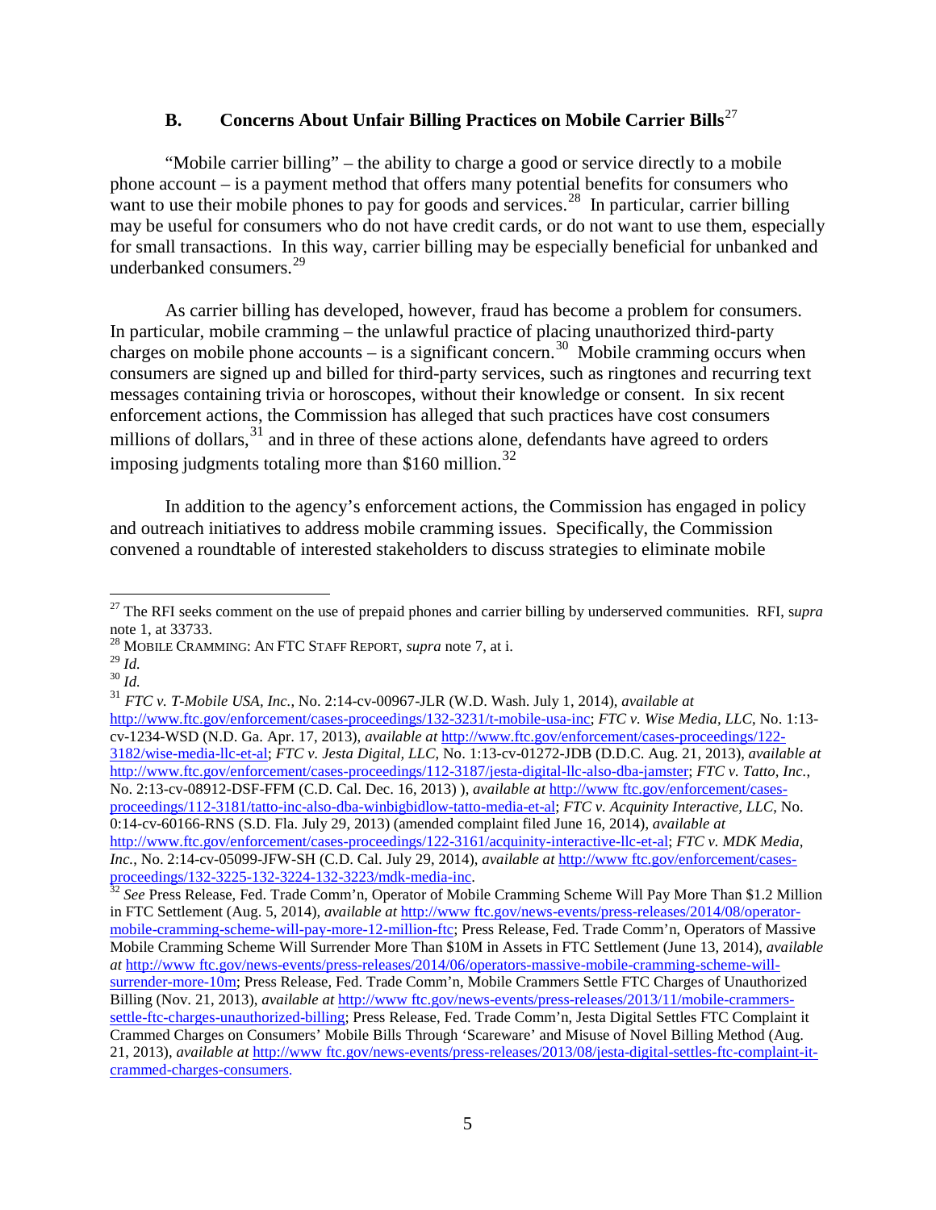### B. Concerns About Unfair Billing Practices on Mobile Carrier Bills[27]

"Mobile carrier billing" – the ability to charge a good or service directly to a mobile phone account – is a payment method that offers many potential benefits for consumers who want to use their mobile phones to pay for goods and services.[28] In particular, carrier billing may be useful for consumers who do not have credit cards, or do not want to use them, especially for small transactions. In this way, carrier billing may be especially beneficial for unbanked and underbanked consumers.[29]

As carrier billing has developed, however, fraud has become a problem for consumers. In particular, mobile cramming – the unlawful practice of placing unauthorized third-party charges on mobile phone accounts – is a significant concern.[30] Mobile cramming occurs when consumers are signed up and billed for third-party services, such as ringtones and recurring text messages containing trivia or horoscopes, without their knowledge or consent. In six recent enforcement actions, the Commission has alleged that such practices have cost consumers millions of dollars,[31] and in three of these actions alone, defendants have agreed to orders imposing judgments totaling more than $160 million.[32]

In addition to the agency's enforcement actions, the Commission has engaged in policy and outreach initiatives to address mobile cramming issues. Specifically, the Commission convened a roundtable of interested stakeholders to discuss strategies to eliminate mobile

---

[27] The RFI seeks comment on the use of prepaid phones and carrier billing by underserved communities. RFI, *supra* note 1, at 33733.

[28] MOBILE CRAMMING: AN FTC STAFF REPORT, *supra* note 7, at i.

[29] *Id.*

[30] *Id.*

[31] *FTC v. T-Mobile USA, Inc.*, No. 2:14-cv-00967-JLR (W.D. Wash. July 1, 2014), *available at* http://www.ftc.gov/enforcement/cases-proceedings/132-3231/t-mobile-usa-inc; *FTC v. Wise Media, LLC*, No. 1:13-cv-1234-WSD (N.D. Ga. Apr. 17, 2013), *available at* http://www.ftc.gov/enforcement/cases-proceedings/122-3182/wise-media-llc-et-al; *FTC v. Jesta Digital, LLC*, No. 1:13-cv-01272-JDB (D.D.C. Aug. 21, 2013), *available at* http://www.ftc.gov/enforcement/cases-proceedings/112-3187/jesta-digital-llc-also-dba-jamster; *FTC v. Tatto, Inc.*, No. 2:13-cv-08912-DSF-FFM (C.D. Cal. Dec. 16, 2013) ), *available at* http://www ftc.gov/enforcement/cases-proceedings/112-3181/tatto-inc-also-dba-winbigbidlow-tatto-media-et-al; *FTC v. Acquinity Interactive, LLC*, No. 0:14-cv-60166-RNS (S.D. Fla. July 29, 2013) (amended complaint filed June 16, 2014), *available at* http://www.ftc.gov/enforcement/cases-proceedings/122-3161/acquinity-interactive-llc-et-al; *FTC v. MDK Media, Inc.*, No. 2:14-cv-05099-JFW-SH (C.D. Cal. July 29, 2014), *available at* http://www ftc.gov/enforcement/cases-proceedings/132-3225-132-3224-132-3223/mdk-media-inc.

[32] *See* Press Release, Fed. Trade Comm'n, Operator of Mobile Cramming Scheme Will Pay More Than $1.2 Million in FTC Settlement (Aug. 5, 2014), *available at* http://www ftc.gov/news-events/press-releases/2014/08/operator-mobile-cramming-scheme-will-pay-more-12-million-ftc; Press Release, Fed. Trade Comm'n, Operators of Massive Mobile Cramming Scheme Will Surrender More Than $10M in Assets in FTC Settlement (June 13, 2014), *available at* http://www ftc.gov/news-events/press-releases/2014/06/operators-massive-mobile-cramming-scheme-will-surrender-more-10m; Press Release, Fed. Trade Comm'n, Mobile Crammers Settle FTC Charges of Unauthorized Billing (Nov. 21, 2013), *available at* http://www.ftc.gov/news-events/press-releases/2013/11/mobile-crammers-settle-ftc-charges-unauthorized-billing; Press Release, Fed. Trade Comm'n, Jesta Digital Settles FTC Complaint it Crammed Charges on Consumers' Mobile Bills Through 'Scareware' and Misuse of Novel Billing Method (Aug. 21, 2013), *available at* http://www ftc.gov/news-events/press-releases/2013/08/jesta-digital-settles-ftc-complaint-it-crammed-charges-consumers.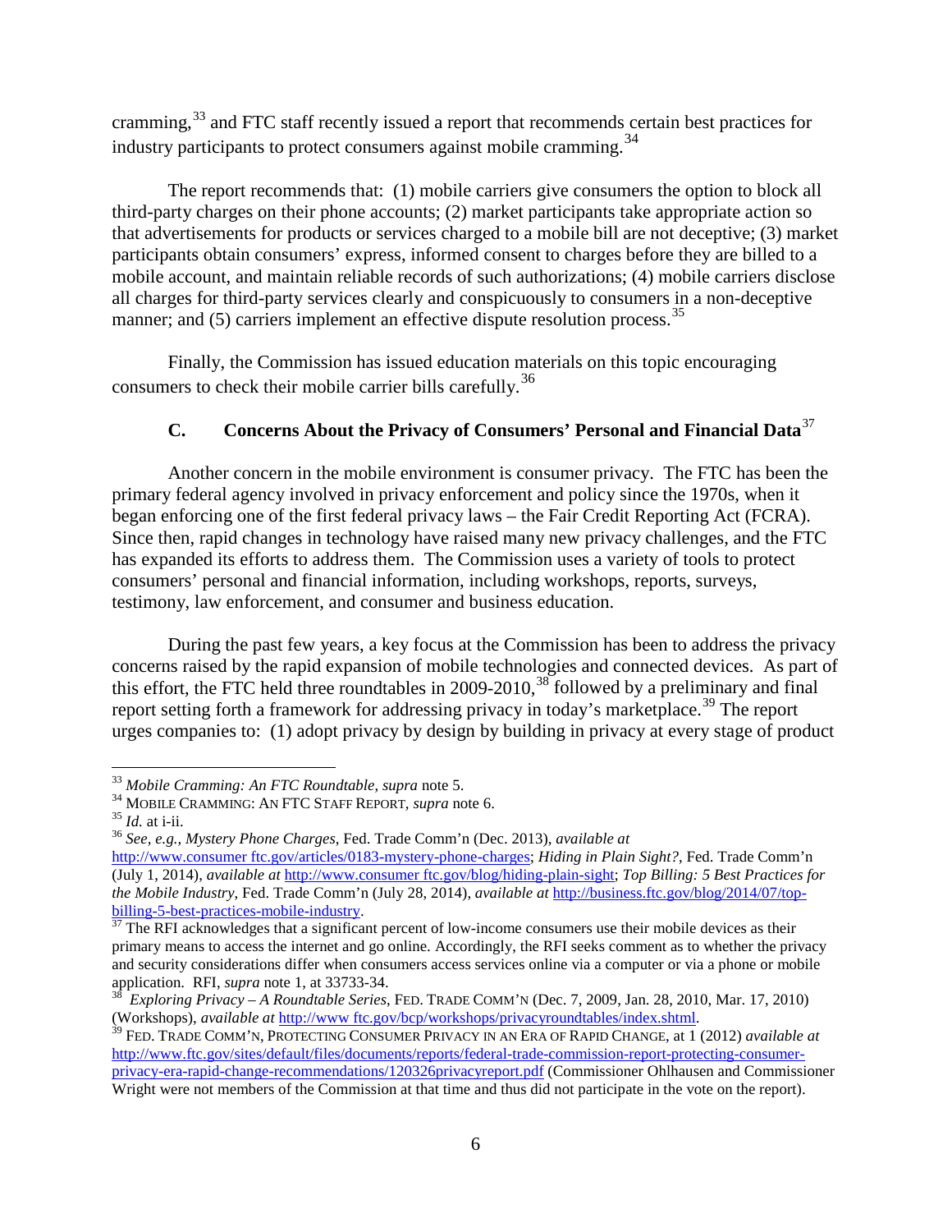cramming,[33] and FTC staff recently issued a report that recommends certain best practices for industry participants to protect consumers against mobile cramming.[34]

The report recommends that: (1) mobile carriers give consumers the option to block all third-party charges on their phone accounts; (2) market participants take appropriate action so that advertisements for products or services charged to a mobile bill are not deceptive; (3) market participants obtain consumers' express, informed consent to charges before they are billed to a mobile account, and maintain reliable records of such authorizations; (4) mobile carriers disclose all charges for third-party services clearly and conspicuously to consumers in a non-deceptive manner; and (5) carriers implement an effective dispute resolution process.[35]

Finally, the Commission has issued education materials on this topic encouraging consumers to check their mobile carrier bills carefully.[36]

### C. Concerns About the Privacy of Consumers' Personal and Financial Data[37]

Another concern in the mobile environment is consumer privacy. The FTC has been the primary federal agency involved in privacy enforcement and policy since the 1970s, when it began enforcing one of the first federal privacy laws – the Fair Credit Reporting Act (FCRA). Since then, rapid changes in technology have raised many new privacy challenges, and the FTC has expanded its efforts to address them. The Commission uses a variety of tools to protect consumers' personal and financial information, including workshops, reports, surveys, testimony, law enforcement, and consumer and business education.

During the past few years, a key focus at the Commission has been to address the privacy concerns raised by the rapid expansion of mobile technologies and connected devices. As part of this effort, the FTC held three roundtables in 2009-2010,[38] followed by a preliminary and final report setting forth a framework for addressing privacy in today's marketplace.[39] The report urges companies to: (1) adopt privacy by design by building in privacy at every stage of product

---

[33] *Mobile Cramming: An FTC Roundtable*, *supra* note 5.

[34] MOBILE CRAMMING: AN FTC STAFF REPORT, *supra* note 6.

[35] *Id.* at i-ii.

[36] *See, e.g., Mystery Phone Charges*, Fed. Trade Comm'n (Dec. 2013), *available at* http://www.consumer ftc.gov/articles/0183-mystery-phone-charges; *Hiding in Plain Sight?*, Fed. Trade Comm'n (July 1, 2014), *available at* http://www.consumer ftc.gov/blog/hiding-plain-sight; *Top Billing: 5 Best Practices for the Mobile Industry*, Fed. Trade Comm'n (July 28, 2014), *available at* http://business.ftc.gov/blog/2014/07/top-billing-5-best-practices-mobile-industry.

[37] The RFI acknowledges that a significant percent of low-income consumers use their mobile devices as their primary means to access the internet and go online. Accordingly, the RFI seeks comment as to whether the privacy and security considerations differ when consumers access services online via a computer or via a phone or mobile application. RFI, *supra* note 1, at 33733-34.

[38] *Exploring Privacy – A Roundtable Series*, FED. TRADE COMM'N (Dec. 7, 2009, Jan. 28, 2010, Mar. 17, 2010) (Workshops), *available at* http://www ftc.gov/bcp/workshops/privacyroundtables/index.shtml.

[39] FED. TRADE COMM'N, PROTECTING CONSUMER PRIVACY IN AN ERA OF RAPID CHANGE, at 1 (2012) *available at* http://www.ftc.gov/sites/default/files/documents/reports/federal-trade-commission-report-protecting-consumer-privacy-era-rapid-change-recommendations/120326privacyreport.pdf (Commissioner Ohlhausen and Commissioner Wright were not members of the Commission at that time and thus did not participate in the vote on the report).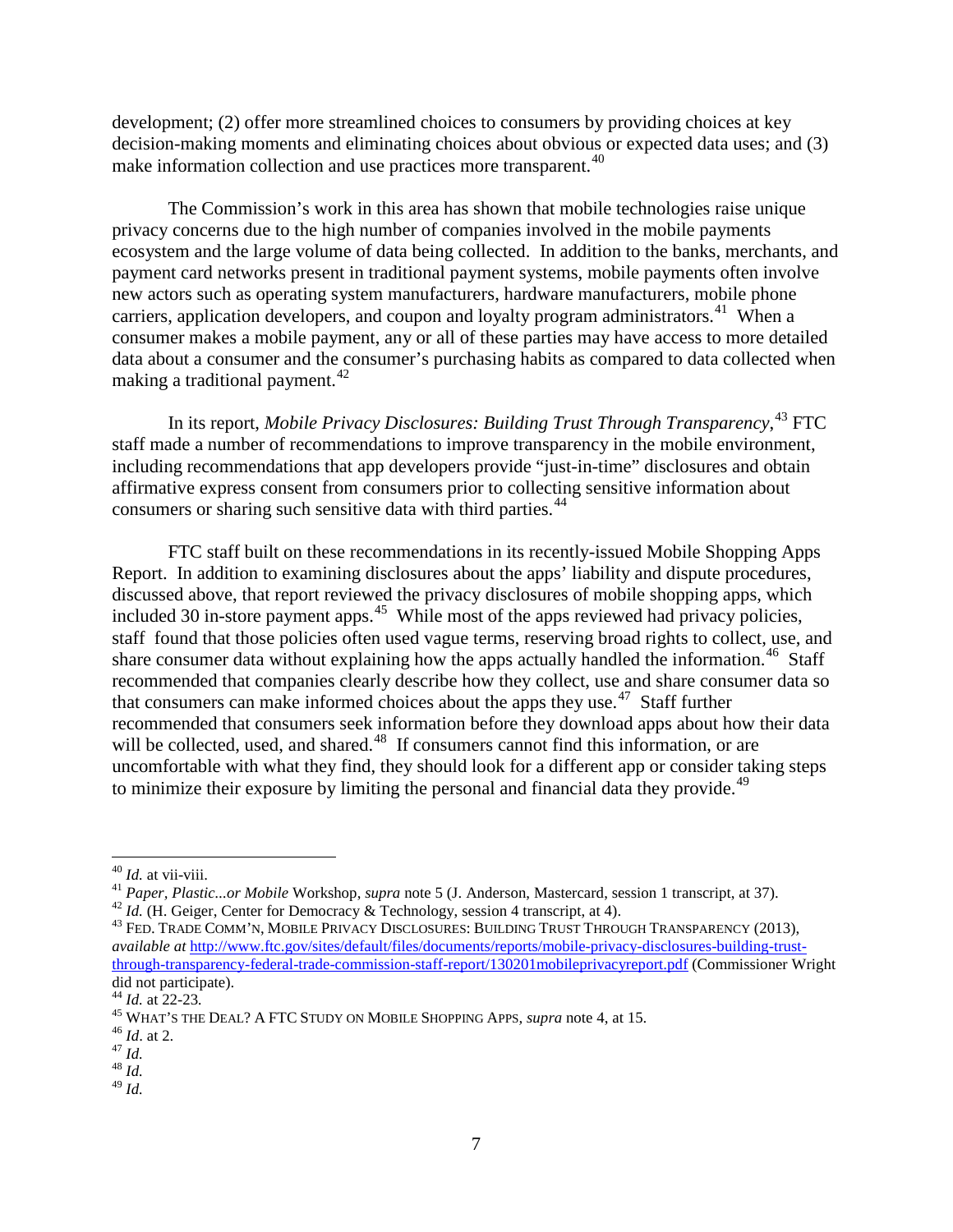development; (2) offer more streamlined choices to consumers by providing choices at key decision-making moments and eliminating choices about obvious or expected data uses; and (3) make information collection and use practices more transparent.[40]

The Commission's work in this area has shown that mobile technologies raise unique privacy concerns due to the high number of companies involved in the mobile payments ecosystem and the large volume of data being collected. In addition to the banks, merchants, and payment card networks present in traditional payment systems, mobile payments often involve new actors such as operating system manufacturers, hardware manufacturers, mobile phone carriers, application developers, and coupon and loyalty program administrators.[41] When a consumer makes a mobile payment, any or all of these parties may have access to more detailed data about a consumer and the consumer's purchasing habits as compared to data collected when making a traditional payment.[42]

In its report, *Mobile Privacy Disclosures: Building Trust Through Transparency*,[43] FTC staff made a number of recommendations to improve transparency in the mobile environment, including recommendations that app developers provide "just-in-time" disclosures and obtain affirmative express consent from consumers prior to collecting sensitive information about consumers or sharing such sensitive data with third parties.[44]

FTC staff built on these recommendations in its recently-issued Mobile Shopping Apps Report. In addition to examining disclosures about the apps' liability and dispute procedures, discussed above, that report reviewed the privacy disclosures of mobile shopping apps, which included 30 in-store payment apps.[45] While most of the apps reviewed had privacy policies, staff found that those policies often used vague terms, reserving broad rights to collect, use, and share consumer data without explaining how the apps actually handled the information.[46] Staff recommended that companies clearly describe how they collect, use and share consumer data so that consumers can make informed choices about the apps they use.[47] Staff further recommended that consumers seek information before they download apps about how their data will be collected, used, and shared.[48] If consumers cannot find this information, or are uncomfortable with what they find, they should look for a different app or consider taking steps to minimize their exposure by limiting the personal and financial data they provide.[49]

---

[40] *Id.* at vii-viii.

[41] *Paper, Plastic...or Mobile* Workshop, *supra* note 5 (J. Anderson, Mastercard, session 1 transcript, at 37).

[42] *Id.* (H. Geiger, Center for Democracy & Technology, session 4 transcript, at 4).

[43] FED. TRADE COMM'N, MOBILE PRIVACY DISCLOSURES: BUILDING TRUST THROUGH TRANSPARENCY (2013), *available at* http://www.ftc.gov/sites/default/files/documents/reports/mobile-privacy-disclosures-building-trust-through-transparency-federal-trade-commission-staff-report/130201mobileprivacyreport.pdf (Commissioner Wright did not participate).

[44] *Id.* at 22-23.

[45] WHAT'S THE DEAL? A FTC STUDY ON MOBILE SHOPPING APPS, *supra* note 4, at 15.

[46] *Id*. at 2.

[47] *Id.*

[48] *Id.*

[49] *Id.*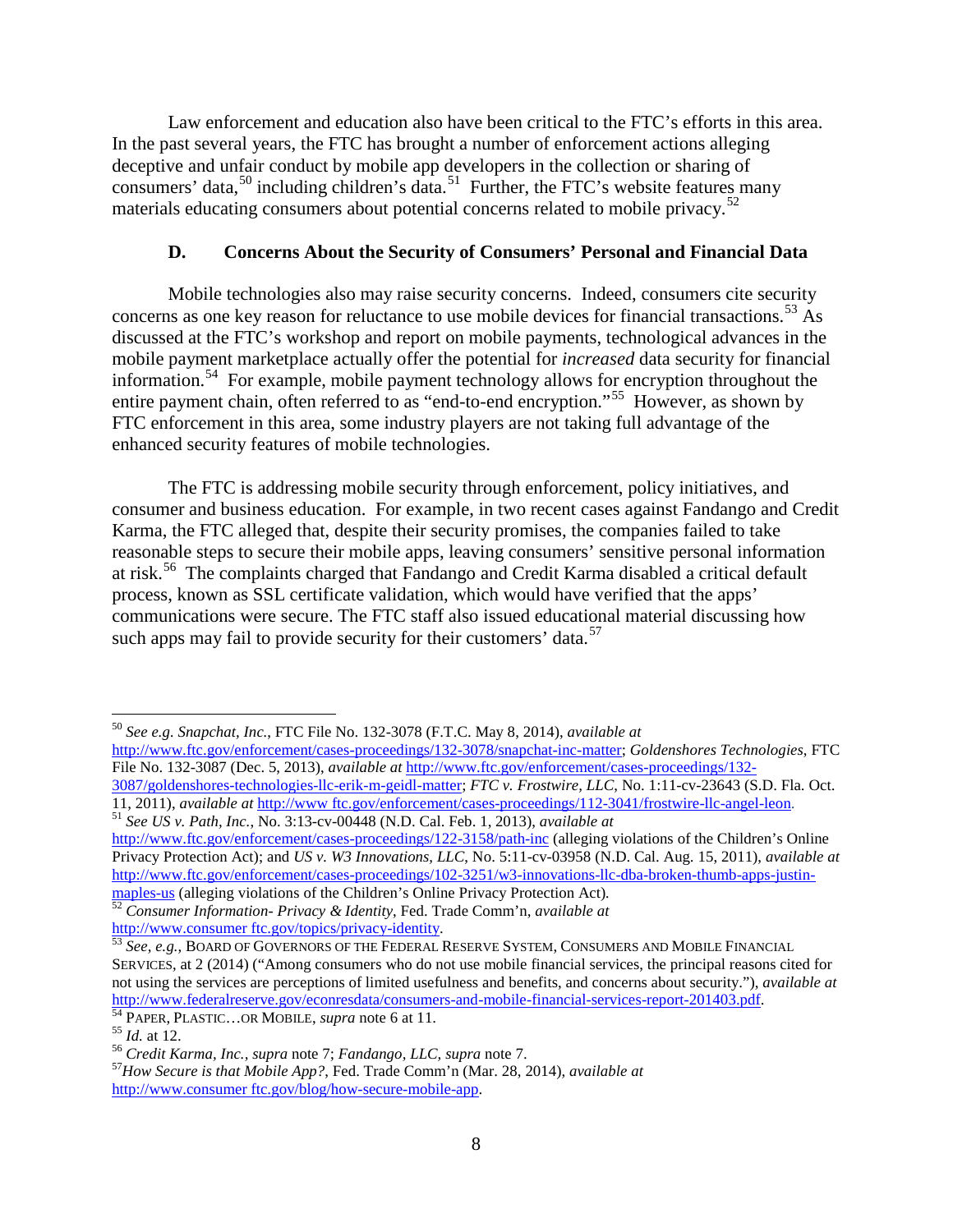Law enforcement and education also have been critical to the FTC's efforts in this area. In the past several years, the FTC has brought a number of enforcement actions alleging deceptive and unfair conduct by mobile app developers in the collection or sharing of consumers' data,[50] including children's data.[51] Further, the FTC's website features many materials educating consumers about potential concerns related to mobile privacy.[52]

### D. Concerns About the Security of Consumers' Personal and Financial Data

Mobile technologies also may raise security concerns. Indeed, consumers cite security concerns as one key reason for reluctance to use mobile devices for financial transactions.[53] As discussed at the FTC's workshop and report on mobile payments, technological advances in the mobile payment marketplace actually offer the potential for *increased* data security for financial information.[54] For example, mobile payment technology allows for encryption throughout the entire payment chain, often referred to as "end-to-end encryption."[55] However, as shown by FTC enforcement in this area, some industry players are not taking full advantage of the enhanced security features of mobile technologies.

The FTC is addressing mobile security through enforcement, policy initiatives, and consumer and business education. For example, in two recent cases against Fandango and Credit Karma, the FTC alleged that, despite their security promises, the companies failed to take reasonable steps to secure their mobile apps, leaving consumers' sensitive personal information at risk.[56] The complaints charged that Fandango and Credit Karma disabled a critical default process, known as SSL certificate validation, which would have verified that the apps' communications were secure. The FTC staff also issued educational material discussing how such apps may fail to provide security for their customers' data.[57]

---

[50] *See e.g. Snapchat, Inc.*, FTC File No. 132-3078 (F.T.C. May 8, 2014), *available at* http://www.ftc.gov/enforcement/cases-proceedings/132-3078/snapchat-inc-matter; *Goldenshores Technologies*, FTC File No. 132-3087 (Dec. 5, 2013), *available at* http://www.ftc.gov/enforcement/cases-proceedings/132-3087/goldenshores-technologies-llc-erik-m-geidl-matter; *FTC v. Frostwire, LLC*, No. 1:11-cv-23643 (S.D. Fla. Oct. 11, 2011), *available at* http://www ftc.gov/enforcement/cases-proceedings/112-3041/frostwire-llc-angel-leon.

[51] *See US v. Path, Inc.*, No. 3:13-cv-00448 (N.D. Cal. Feb. 1, 2013), *available at* http://www.ftc.gov/enforcement/cases-proceedings/122-3158/path-inc (alleging violations of the Children's Online Privacy Protection Act); and *US v. W3 Innovations, LLC*, No. 5:11-cv-03958 (N.D. Cal. Aug. 15, 2011), *available at* http://www.ftc.gov/enforcement/cases-proceedings/102-3251/w3-innovations-llc-dba-broken-thumb-apps-justin-maples-us (alleging violations of the Children's Online Privacy Protection Act).

[52] *Consumer Information- Privacy & Identity*, Fed. Trade Comm'n, *available at* http://www.consumer ftc.gov/topics/privacy-identity.

[53] *See, e.g.*, BOARD OF GOVERNORS OF THE FEDERAL RESERVE SYSTEM, CONSUMERS AND MOBILE FINANCIAL SERVICES, at 2 (2014) ("Among consumers who do not use mobile financial services, the principal reasons cited for not using the services are perceptions of limited usefulness and benefits, and concerns about security."), *available at* http://www.federalreserve.gov/econresdata/consumers-and-mobile-financial-services-report-201403.pdf.

[54] PAPER, PLASTIC…OR MOBILE, *supra* note 6 at 11.

[55] *Id.* at 12.

[56] *Credit Karma, Inc.*, *supra* note 7; *Fandango, LLC*, *supra* note 7.

[57] *How Secure is that Mobile App?*, Fed. Trade Comm'n (Mar. 28, 2014), *available at* http://www.consumer ftc.gov/blog/how-secure-mobile-app.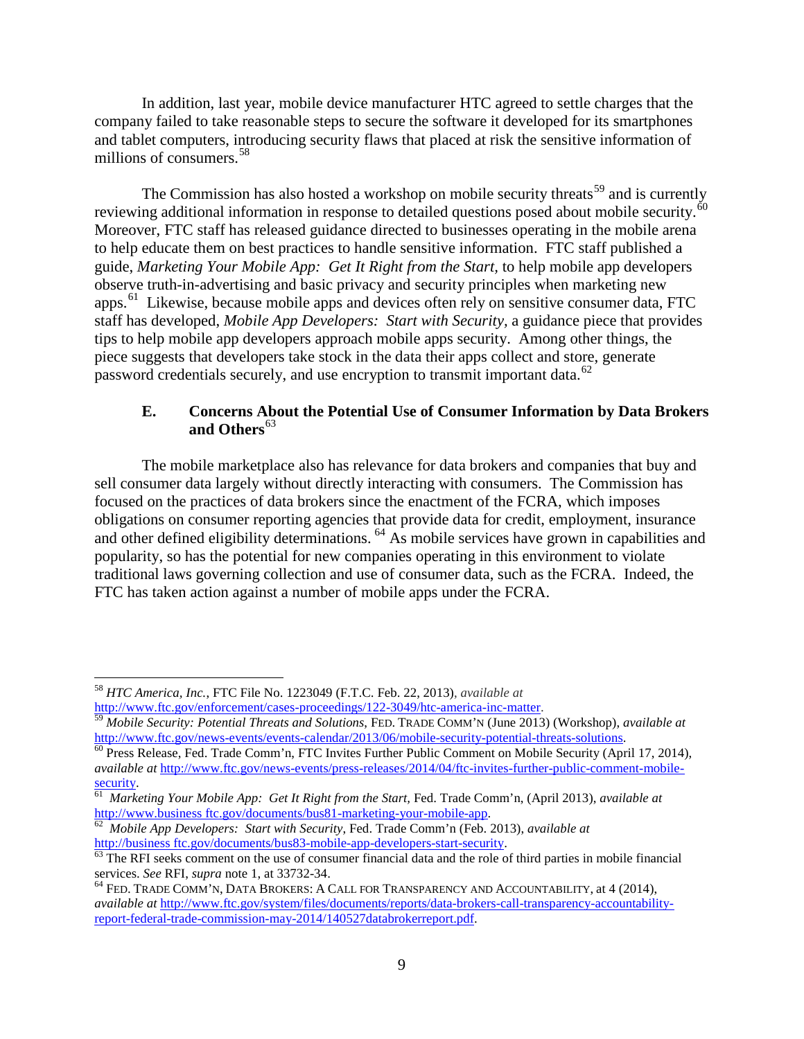In addition, last year, mobile device manufacturer HTC agreed to settle charges that the company failed to take reasonable steps to secure the software it developed for its smartphones and tablet computers, introducing security flaws that placed at risk the sensitive information of millions of consumers.[58]

The Commission has also hosted a workshop on mobile security threats[59] and is currently reviewing additional information in response to detailed questions posed about mobile security.[60] Moreover, FTC staff has released guidance directed to businesses operating in the mobile arena to help educate them on best practices to handle sensitive information. FTC staff published a guide, *Marketing Your Mobile App: Get It Right from the Start*, to help mobile app developers observe truth-in-advertising and basic privacy and security principles when marketing new apps.[61] Likewise, because mobile apps and devices often rely on sensitive consumer data, FTC staff has developed, *Mobile App Developers: Start with Security*, a guidance piece that provides tips to help mobile app developers approach mobile apps security. Among other things, the piece suggests that developers take stock in the data their apps collect and store, generate password credentials securely, and use encryption to transmit important data.[62]

### E. Concerns About the Potential Use of Consumer Information by Data Brokers and Others[63]

The mobile marketplace also has relevance for data brokers and companies that buy and sell consumer data largely without directly interacting with consumers. The Commission has focused on the practices of data brokers since the enactment of the FCRA, which imposes obligations on consumer reporting agencies that provide data for credit, employment, insurance and other defined eligibility determinations. [64] As mobile services have grown in capabilities and popularity, so has the potential for new companies operating in this environment to violate traditional laws governing collection and use of consumer data, such as the FCRA. Indeed, the FTC has taken action against a number of mobile apps under the FCRA.

---

[58] *HTC America, Inc.*, FTC File No. 1223049 (F.T.C. Feb. 22, 2013), *available at* http://www.ftc.gov/enforcement/cases-proceedings/122-3049/htc-america-inc-matter.

[59] *Mobile Security: Potential Threats and Solutions,* FED. TRADE COMM'N (June 2013) (Workshop), *available at* http://www.ftc.gov/news-events/events-calendar/2013/06/mobile-security-potential-threats-solutions.

[60] Press Release, Fed. Trade Comm'n, FTC Invites Further Public Comment on Mobile Security (April 17, 2014), *available at* http://www.ftc.gov/news-events/press-releases/2014/04/ftc-invites-further-public-comment-mobile-security.

[61] *Marketing Your Mobile App: Get It Right from the Start,* Fed. Trade Comm'n, (April 2013), *available at* http://www.business ftc.gov/documents/bus81-marketing-your-mobile-app.

[62] *Mobile App Developers: Start with Security*, Fed. Trade Comm'n (Feb. 2013), *available at* http://business ftc.gov/documents/bus83-mobile-app-developers-start-security.

[63] The RFI seeks comment on the use of consumer financial data and the role of third parties in mobile financial services. *See* RFI, *supra* note 1, at 33732-34.

[64] FED. TRADE COMM'N, DATA BROKERS: A CALL FOR TRANSPARENCY AND ACCOUNTABILITY, at 4 (2014), *available at* http://www.ftc.gov/system/files/documents/reports/data-brokers-call-transparency-accountability-report-federal-trade-commission-may-2014/140527databrokerreport.pdf.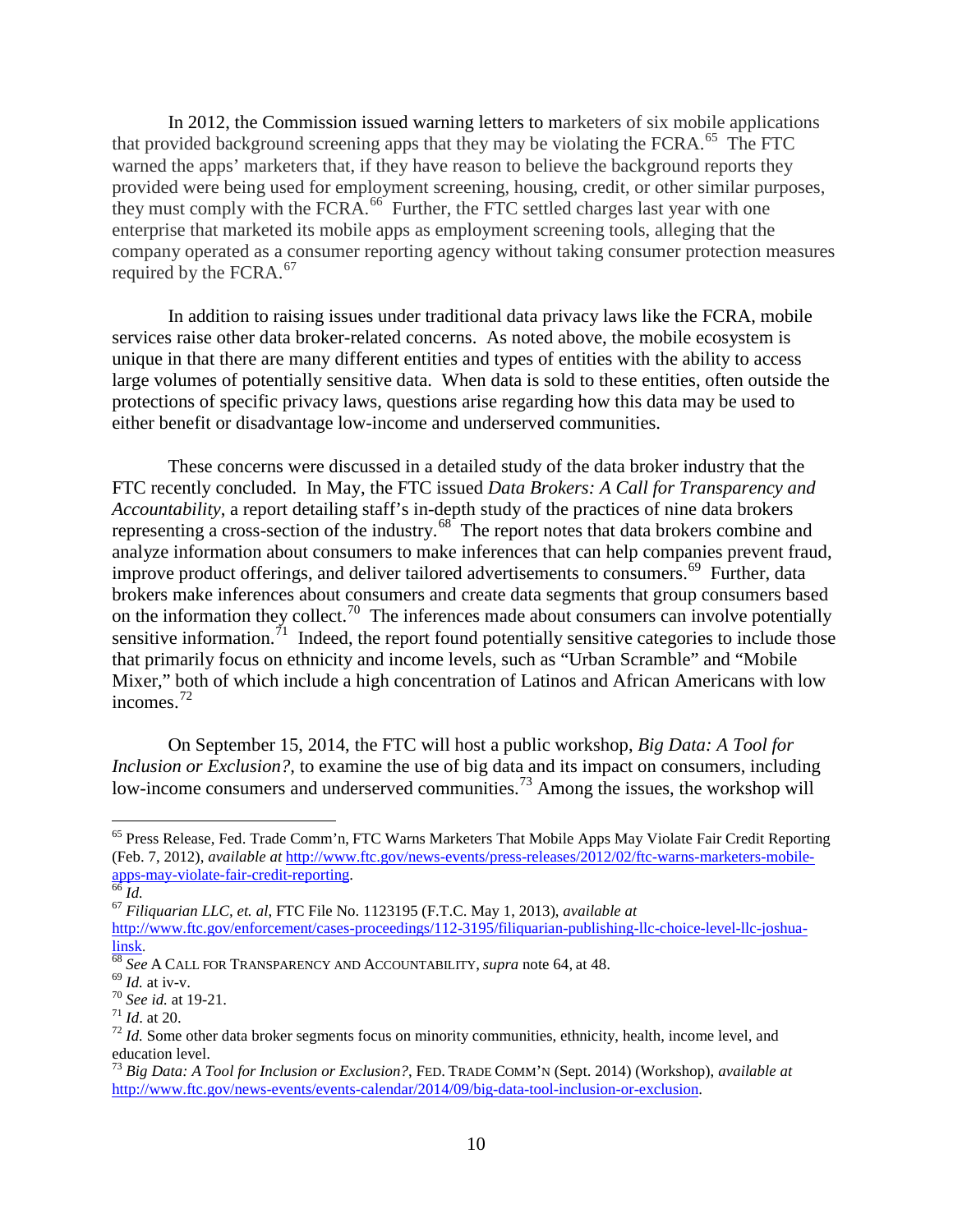In 2012, the Commission issued warning letters to marketers of six mobile applications that provided background screening apps that they may be violating the FCRA.[65] The FTC warned the apps' marketers that, if they have reason to believe the background reports they provided were being used for employment screening, housing, credit, or other similar purposes, they must comply with the FCRA.[66] Further, the FTC settled charges last year with one enterprise that marketed its mobile apps as employment screening tools, alleging that the company operated as a consumer reporting agency without taking consumer protection measures required by the FCRA.[67]

In addition to raising issues under traditional data privacy laws like the FCRA, mobile services raise other data broker-related concerns. As noted above, the mobile ecosystem is unique in that there are many different entities and types of entities with the ability to access large volumes of potentially sensitive data. When data is sold to these entities, often outside the protections of specific privacy laws, questions arise regarding how this data may be used to either benefit or disadvantage low-income and underserved communities.

These concerns were discussed in a detailed study of the data broker industry that the FTC recently concluded. In May, the FTC issued *Data Brokers: A Call for Transparency and Accountability*, a report detailing staff's in-depth study of the practices of nine data brokers representing a cross-section of the industry.[68] The report notes that data brokers combine and analyze information about consumers to make inferences that can help companies prevent fraud, improve product offerings, and deliver tailored advertisements to consumers.[69] Further, data brokers make inferences about consumers and create data segments that group consumers based on the information they collect.[70] The inferences made about consumers can involve potentially sensitive information.[71] Indeed, the report found potentially sensitive categories to include those that primarily focus on ethnicity and income levels, such as "Urban Scramble" and "Mobile Mixer," both of which include a high concentration of Latinos and African Americans with low incomes.[72]

On September 15, 2014, the FTC will host a public workshop, *Big Data: A Tool for Inclusion or Exclusion?*, to examine the use of big data and its impact on consumers, including low-income consumers and underserved communities.[73] Among the issues, the workshop will

---

[65] Press Release, Fed. Trade Comm'n, FTC Warns Marketers That Mobile Apps May Violate Fair Credit Reporting (Feb. 7, 2012), *available at* http://www.ftc.gov/news-events/press-releases/2012/02/ftc-warns-marketers-mobile-apps-may-violate-fair-credit-reporting.

[66] *Id.*

[67] *Filiquarian LLC, et. al*, FTC File No. 1123195 (F.T.C. May 1, 2013), *available at* http://www.ftc.gov/enforcement/cases-proceedings/112-3195/filiquarian-publishing-llc-choice-level-llc-joshua-linsk.

[68] *See* A CALL FOR TRANSPARENCY AND ACCOUNTABILITY, *supra* note 64, at 48.

[69] *Id.* at iv-v.

[70] *See id.* at 19-21.

[71] *Id*. at 20.

[72] *Id.* Some other data broker segments focus on minority communities, ethnicity, health, income level, and education level.

[73] *Big Data: A Tool for Inclusion or Exclusion?*, FED. TRADE COMM'N (Sept. 2014) (Workshop), *available at* http://www.ftc.gov/news-events/events-calendar/2014/09/big-data-tool-inclusion-or-exclusion.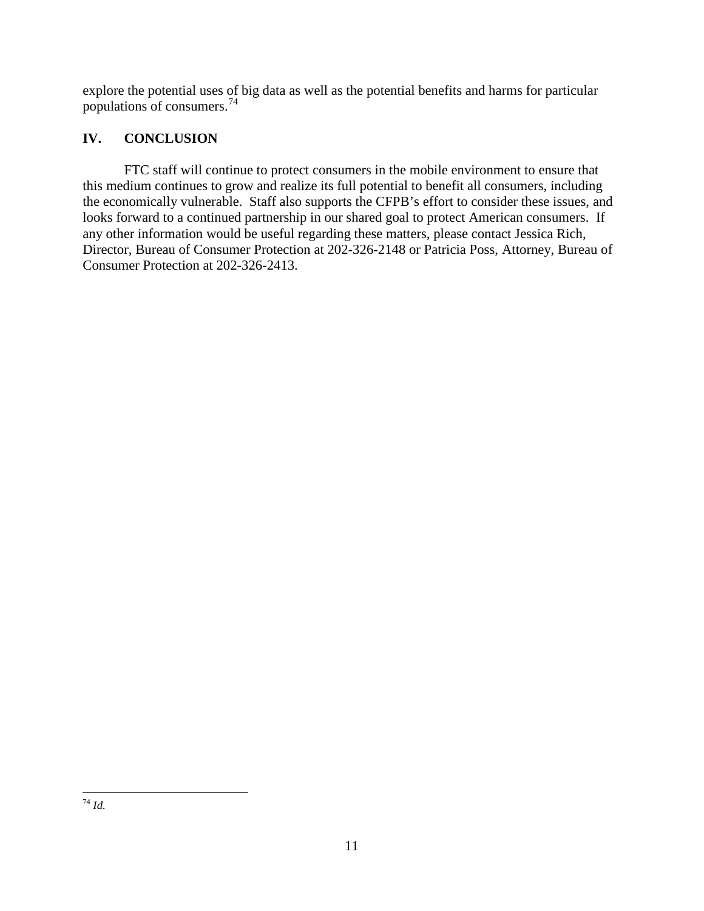explore the potential uses of big data as well as the potential benefits and harms for particular populations of consumers.[74]

## IV. CONCLUSION

FTC staff will continue to protect consumers in the mobile environment to ensure that this medium continues to grow and realize its full potential to benefit all consumers, including the economically vulnerable. Staff also supports the CFPB's effort to consider these issues, and looks forward to a continued partnership in our shared goal to protect American consumers. If any other information would be useful regarding these matters, please contact Jessica Rich, Director, Bureau of Consumer Protection at 202-326-2148 or Patricia Poss, Attorney, Bureau of Consumer Protection at 202-326-2413.

---

[74] *Id.*